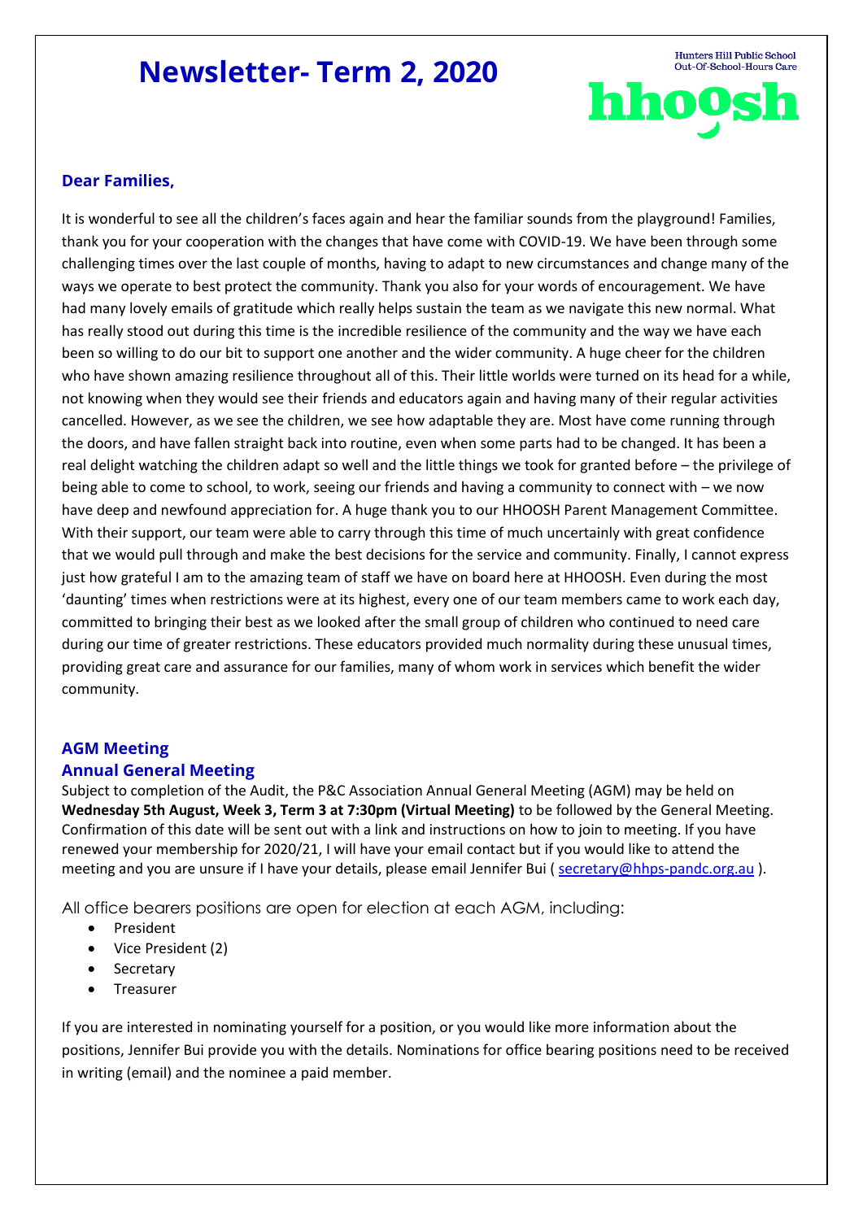# Newsletter- Term 2, 2020

Hunters Hill Public School
Out-Of-School-Hours Care

hhoosh

### Dear Families,

It is wonderful to see all the children's faces again and hear the familiar sounds from the playground! Families, thank you for your cooperation with the changes that have come with COVID-19. We have been through some challenging times over the last couple of months, having to adapt to new circumstances and change many of the ways we operate to best protect the community. Thank you also for your words of encouragement. We have had many lovely emails of gratitude which really helps sustain the team as we navigate this new normal. What has really stood out during this time is the incredible resilience of the community and the way we have each been so willing to do our bit to support one another and the wider community. A huge cheer for the children who have shown amazing resilience throughout all of this. Their little worlds were turned on its head for a while, not knowing when they would see their friends and educators again and having many of their regular activities cancelled. However, as we see the children, we see how adaptable they are. Most have come running through the doors, and have fallen straight back into routine, even when some parts had to be changed. It has been a real delight watching the children adapt so well and the little things we took for granted before – the privilege of being able to come to school, to work, seeing our friends and having a community to connect with – we now have deep and newfound appreciation for. A huge thank you to our HHOOSH Parent Management Committee. With their support, our team were able to carry through this time of much uncertainly with great confidence that we would pull through and make the best decisions for the service and community. Finally, I cannot express just how grateful I am to the amazing team of staff we have on board here at HHOOSH. Even during the most 'daunting' times when restrictions were at its highest, every one of our team members came to work each day, committed to bringing their best as we looked after the small group of children who continued to need care during our time of greater restrictions. These educators provided much normality during these unusual times, providing great care and assurance for our families, many of whom work in services which benefit the wider community.

### AGM Meeting
### Annual General Meeting

Subject to completion of the Audit, the P&C Association Annual General Meeting (AGM) may be held on **Wednesday 5th August, Week 3, Term 3 at 7:30pm (Virtual Meeting)** to be followed by the General Meeting. Confirmation of this date will be sent out with a link and instructions on how to join to meeting. If you have renewed your membership for 2020/21, I will have your email contact but if you would like to attend the meeting and you are unsure if I have your details, please email Jennifer Bui ( secretary@hhps-pandc.org.au ).

All office bearers positions are open for election at each AGM, including:

- President
- Vice President (2)
- Secretary
- Treasurer

If you are interested in nominating yourself for a position, or you would like more information about the positions, Jennifer Bui provide you with the details. Nominations for office bearing positions need to be received in writing (email) and the nominee a paid member.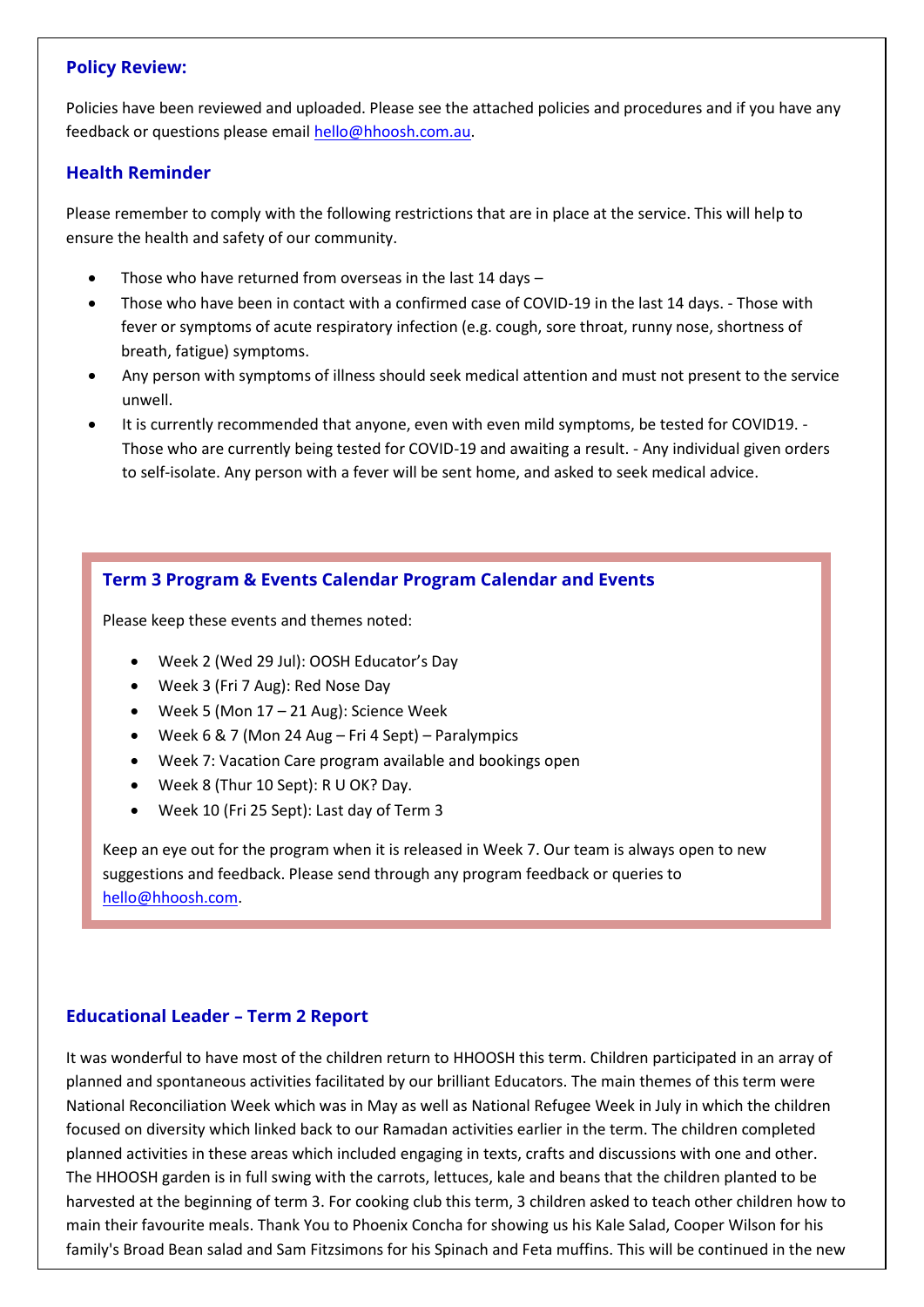## Policy Review:

Policies have been reviewed and uploaded. Please see the attached policies and procedures and if you have any feedback or questions please email hello@hhoosh.com.au.

## Health Reminder

Please remember to comply with the following restrictions that are in place at the service. This will help to ensure the health and safety of our community.

- Those who have returned from overseas in the last 14 days –
- Those who have been in contact with a confirmed case of COVID-19 in the last 14 days. - Those with fever or symptoms of acute respiratory infection (e.g. cough, sore throat, runny nose, shortness of breath, fatigue) symptoms.
- Any person with symptoms of illness should seek medical attention and must not present to the service unwell.
- It is currently recommended that anyone, even with even mild symptoms, be tested for COVID19. - Those who are currently being tested for COVID-19 and awaiting a result. - Any individual given orders to self-isolate. Any person with a fever will be sent home, and asked to seek medical advice.

## Term 3 Program & Events Calendar Program Calendar and Events

Please keep these events and themes noted:

- Week 2 (Wed 29 Jul): OOSH Educator's Day
- Week 3 (Fri 7 Aug): Red Nose Day
- Week 5 (Mon 17 – 21 Aug): Science Week
- Week 6 & 7 (Mon 24 Aug – Fri 4 Sept) – Paralympics
- Week 7: Vacation Care program available and bookings open
- Week 8 (Thur 10 Sept): R U OK? Day.
- Week 10 (Fri 25 Sept): Last day of Term 3

Keep an eye out for the program when it is released in Week 7. Our team is always open to new suggestions and feedback. Please send through any program feedback or queries to hello@hhoosh.com.

## Educational Leader – Term 2 Report

It was wonderful to have most of the children return to HHOOSH this term. Children participated in an array of planned and spontaneous activities facilitated by our brilliant Educators. The main themes of this term were National Reconciliation Week which was in May as well as National Refugee Week in July in which the children focused on diversity which linked back to our Ramadan activities earlier in the term. The children completed planned activities in these areas which included engaging in texts, crafts and discussions with one and other. The HHOOSH garden is in full swing with the carrots, lettuces, kale and beans that the children planted to be harvested at the beginning of term 3. For cooking club this term, 3 children asked to teach other children how to main their favourite meals. Thank You to Phoenix Concha for showing us his Kale Salad, Cooper Wilson for his family's Broad Bean salad and Sam Fitzsimons for his Spinach and Feta muffins. This will be continued in the new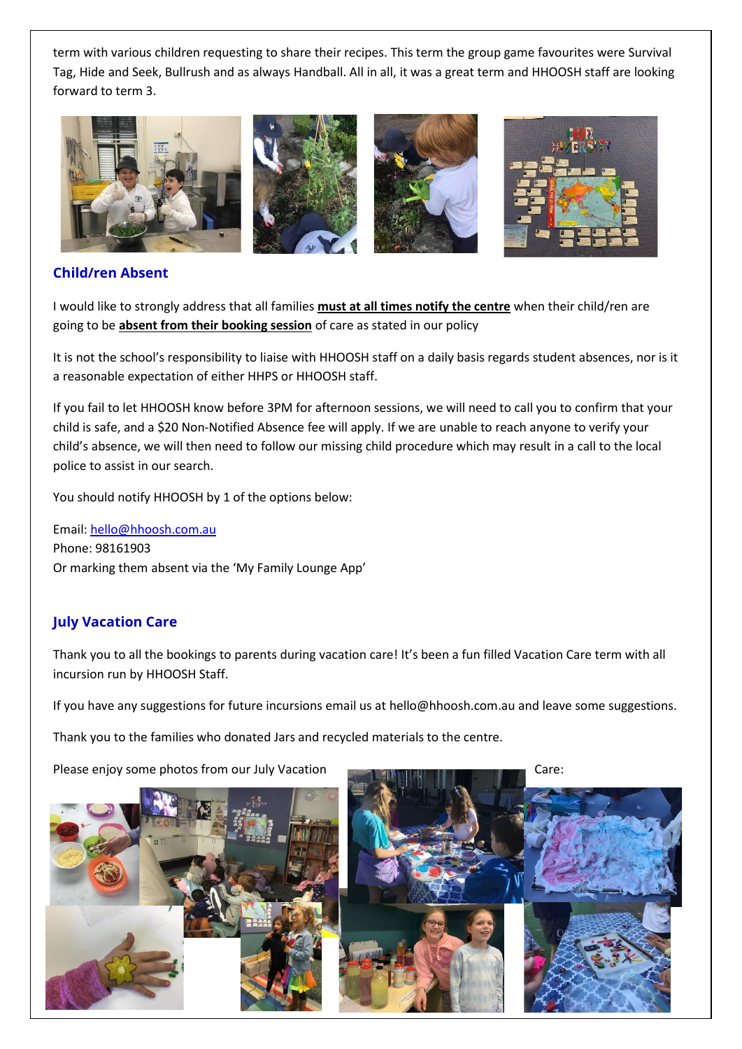term with various children requesting to share their recipes. This term the group game favourites were Survival Tag, Hide and Seek, Bullrush and as always Handball. All in all, it was a great term and HHOOSH staff are looking forward to term 3.

## Child/ren Absent

I would like to strongly address that all families **must at all times notify the centre** when their child/ren are going to be **absent from their booking session** of care as stated in our policy

It is not the school's responsibility to liaise with HHOOSH staff on a daily basis regards student absences, nor is it a reasonable expectation of either HHPS or HHOOSH staff.

If you fail to let HHOOSH know before 3PM for afternoon sessions, we will need to call you to confirm that your child is safe, and a $20 Non-Notified Absence fee will apply. If we are unable to reach anyone to verify your child's absence, we will then need to follow our missing child procedure which may result in a call to the local police to assist in our search.

You should notify HHOOSH by 1 of the options below:

Email: hello@hhoosh.com.au
Phone: 98161903
Or marking them absent via the 'My Family Lounge App'

## July Vacation Care

Thank you to all the bookings to parents during vacation care! It's been a fun filled Vacation Care term with all incursion run by HHOOSH Staff.

If you have any suggestions for future incursions email us at hello@hhoosh.com.au and leave some suggestions.

Thank you to the families who donated Jars and recycled materials to the centre.

Please enjoy some photos from our July Vacation Care: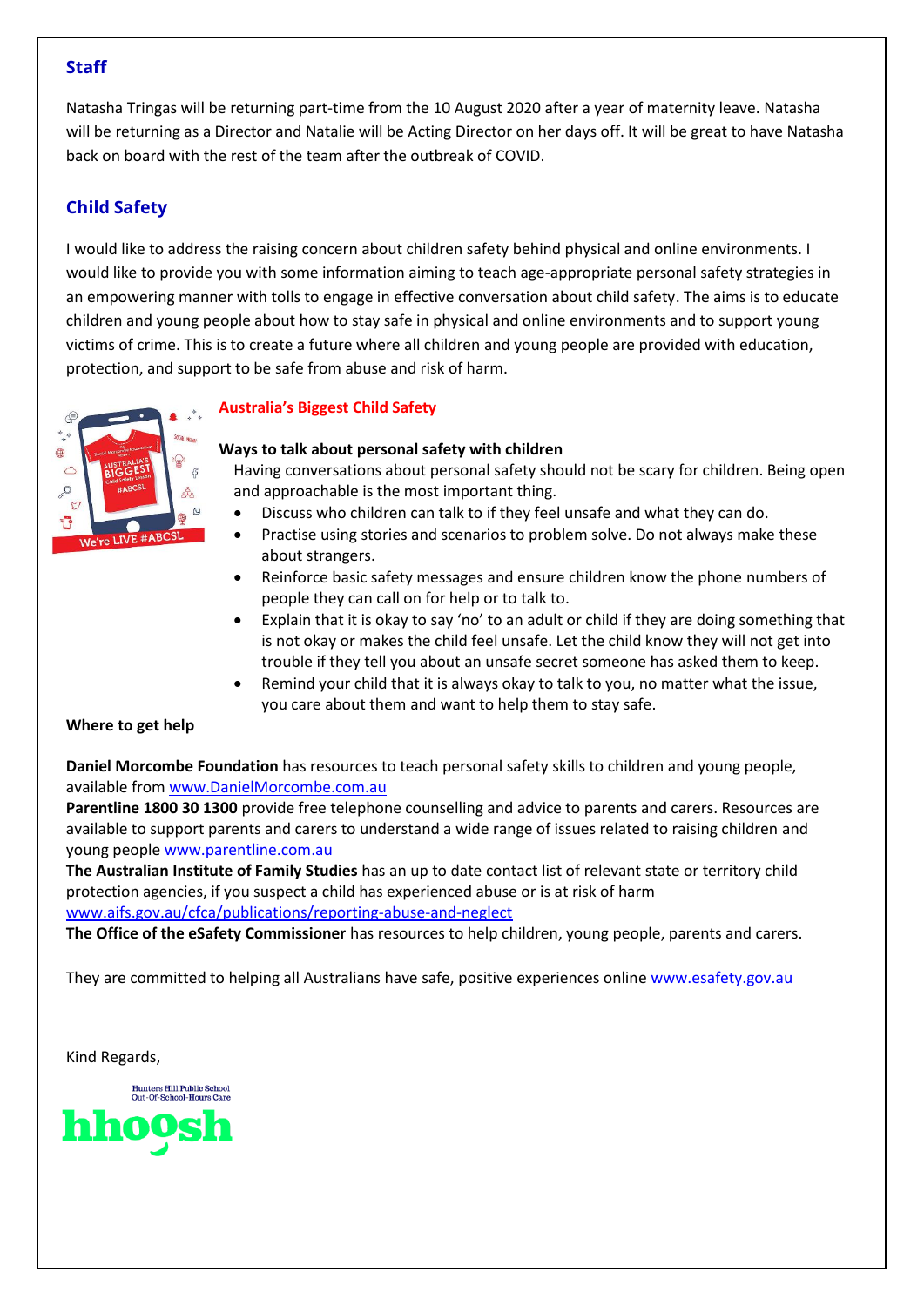## Staff

Natasha Tringas will be returning part-time from the 10 August 2020 after a year of maternity leave. Natasha will be returning as a Director and Natalie will be Acting Director on her days off. It will be great to have Natasha back on board with the rest of the team after the outbreak of COVID.

## Child Safety

I would like to address the raising concern about children safety behind physical and online environments. I would like to provide you with some information aiming to teach age-appropriate personal safety strategies in an empowering manner with tolls to engage in effective conversation about child safety. The aims is to educate children and young people about how to stay safe in physical and online environments and to support young victims of crime. This is to create a future where all children and young people are provided with education, protection, and support to be safe from abuse and risk of harm.

### Australia's Biggest Child Safety

**Ways to talk about personal safety with children**

Having conversations about personal safety should not be scary for children. Being open and approachable is the most important thing.

- Discuss who children can talk to if they feel unsafe and what they can do.
- Practise using stories and scenarios to problem solve. Do not always make these about strangers.
- Reinforce basic safety messages and ensure children know the phone numbers of people they can call on for help or to talk to.
- Explain that it is okay to say 'no' to an adult or child if they are doing something that is not okay or makes the child feel unsafe. Let the child know they will not get into trouble if they tell you about an unsafe secret someone has asked them to keep.
- Remind your child that it is always okay to talk to you, no matter what the issue, you care about them and want to help them to stay safe.

**Where to get help**

**Daniel Morcombe Foundation** has resources to teach personal safety skills to children and young people, available from www.DanielMorcombe.com.au

**Parentline 1800 30 1300** provide free telephone counselling and advice to parents and carers. Resources are available to support parents and carers to understand a wide range of issues related to raising children and young people www.parentline.com.au

**The Australian Institute of Family Studies** has an up to date contact list of relevant state or territory child protection agencies, if you suspect a child has experienced abuse or is at risk of harm www.aifs.gov.au/cfca/publications/reporting-abuse-and-neglect

**The Office of the eSafety Commissioner** has resources to help children, young people, parents and carers.

They are committed to helping all Australians have safe, positive experiences online www.esafety.gov.au

Kind Regards,

Hunters Hill Public School Out-Of-School-Hours Care

hhoosh